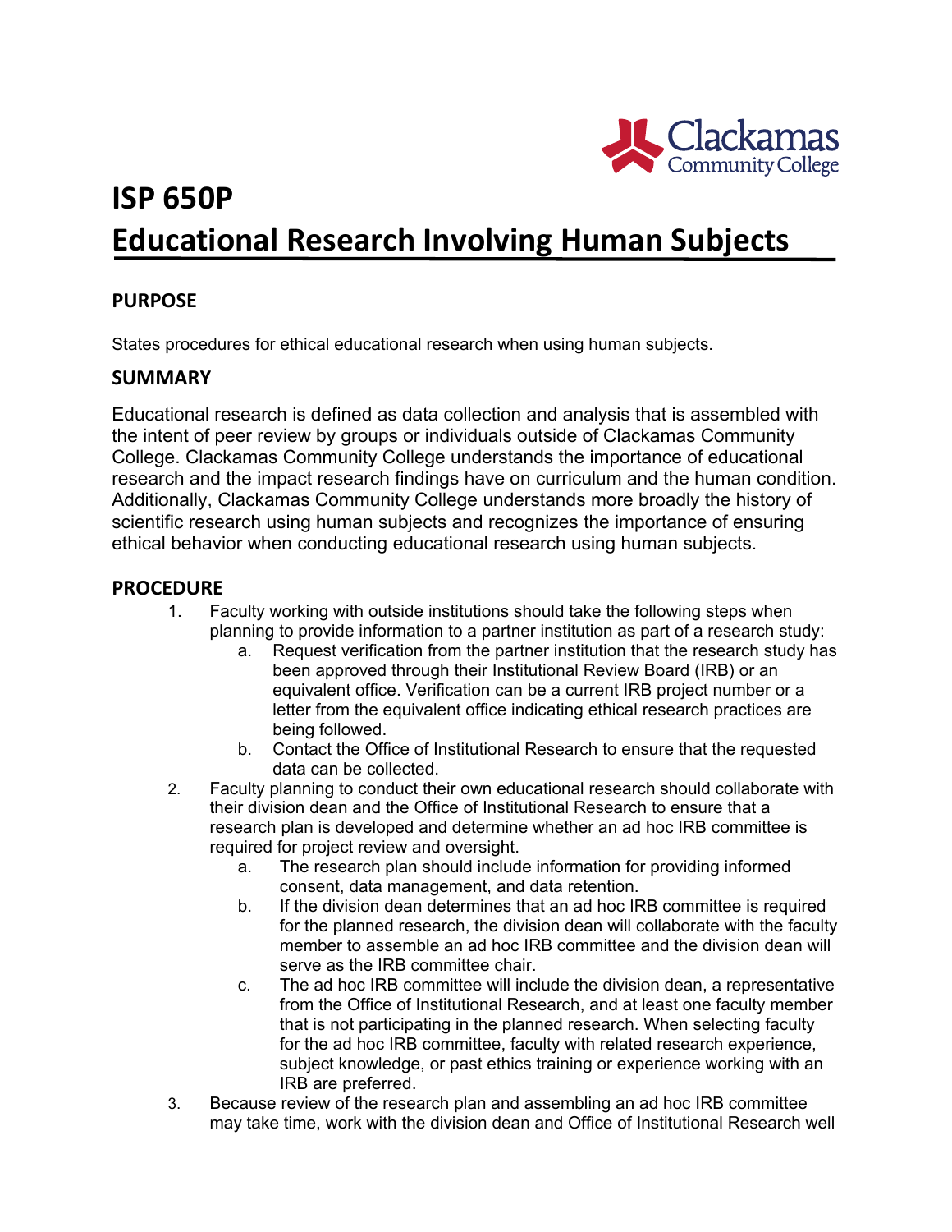# ISP 650P

# Educational Research Involving Human Subjects

## PURPOSE

States procedures for ethical educational research when using human subjects.

## SUMMARY

Educational research is defined as data collection and analysis that is assembled with the intent of peer review by groups or individuals outside of Clackamas Community College. Clackamas Community College understands the importance of educational research and the impact research findings have on curriculum and the human condition. Additionally, Clackamas Community College understands more broadly the history of scientific research using human subjects and recognizes the importance of ensuring ethical behavior when conducting educational research using human subjects.

## PROCEDURE

1. Faculty working with outside institutions should take the following steps when planning to provide information to a partner institution as part of a research study:
   a. Request verification from the partner institution that the research study has been approved through their Institutional Review Board (IRB) or an equivalent office. Verification can be a current IRB project number or a letter from the equivalent office indicating ethical research practices are being followed.
   b. Contact the Office of Institutional Research to ensure that the requested data can be collected.
2. Faculty planning to conduct their own educational research should collaborate with their division dean and the Office of Institutional Research to ensure that a research plan is developed and determine whether an ad hoc IRB committee is required for project review and oversight.
   a. The research plan should include information for providing informed consent, data management, and data retention.
   b. If the division dean determines that an ad hoc IRB committee is required for the planned research, the division dean will collaborate with the faculty member to assemble an ad hoc IRB committee and the division dean will serve as the IRB committee chair.
   c. The ad hoc IRB committee will include the division dean, a representative from the Office of Institutional Research, and at least one faculty member that is not participating in the planned research. When selecting faculty for the ad hoc IRB committee, faculty with related research experience, subject knowledge, or past ethics training or experience working with an IRB are preferred.
3. Because review of the research plan and assembling an ad hoc IRB committee may take time, work with the division dean and Office of Institutional Research well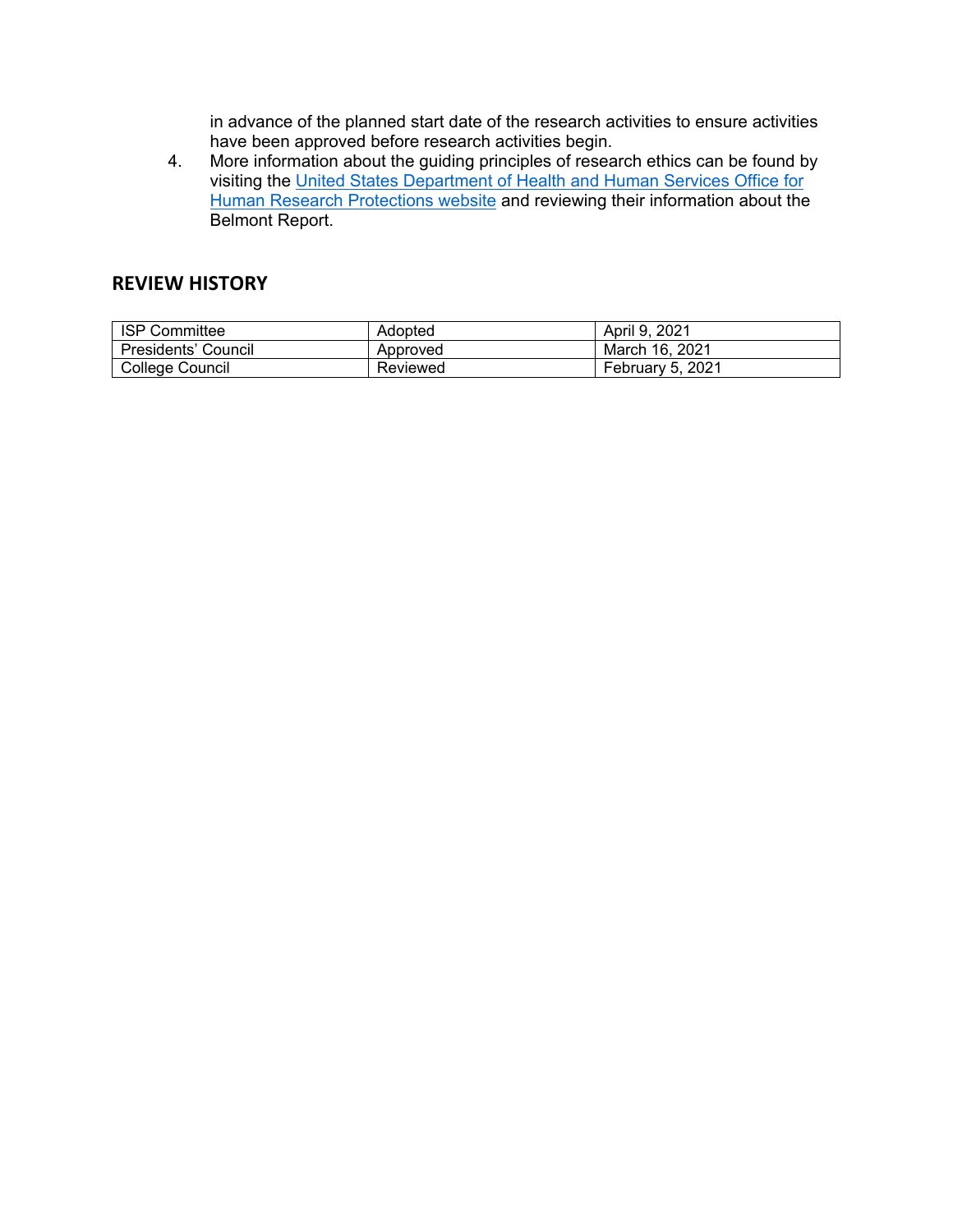in advance of the planned start date of the research activities to ensure activities have been approved before research activities begin.

4. More information about the guiding principles of research ethics can be found by visiting the United States Department of Health and Human Services Office for Human Research Protections website and reviewing their information about the Belmont Report.

## REVIEW HISTORY

| | | |
|---|---|---|
| ISP Committee | Adopted | April 9, 2021 |
| Presidents' Council | Approved | March 16, 2021 |
| College Council | Reviewed | February 5, 2021 |